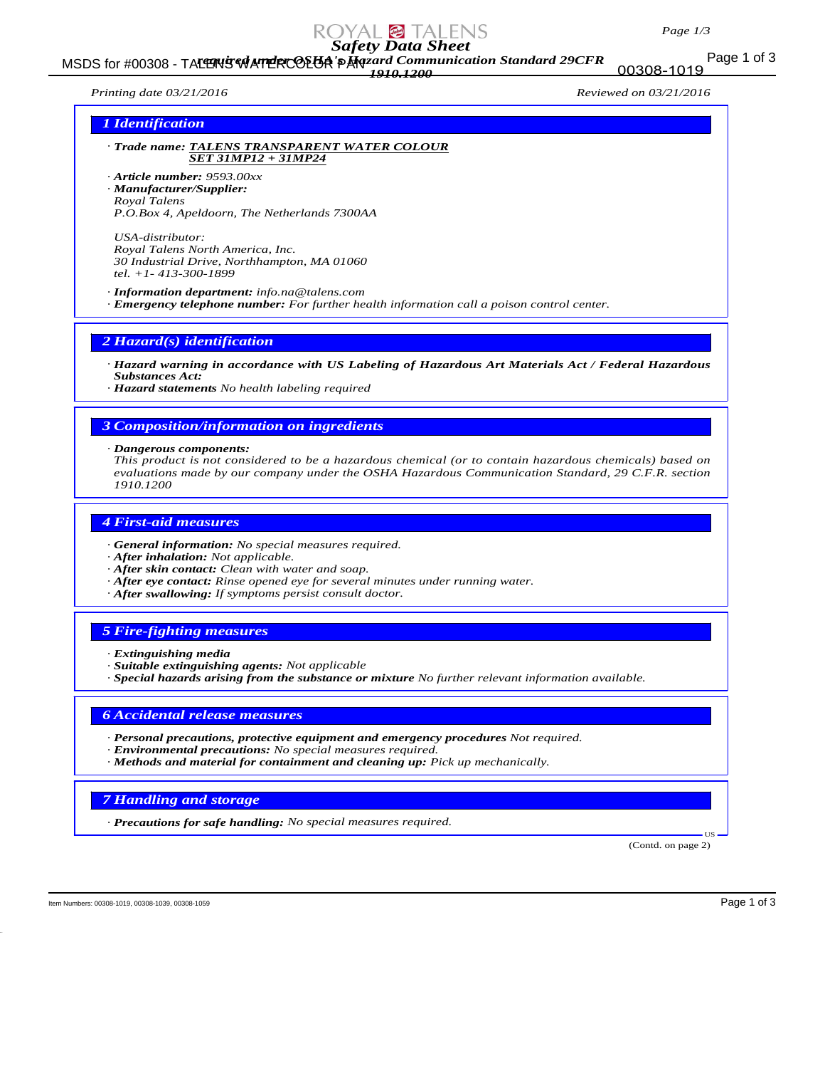# Safety Data Sheet

*required under OSHA's Hazard Communication Standard 29CFR 1910.1200*

MSDS for #00308 - TALENS WATERCOLOR PAN 00308-1019

*Printing date 03/21/2016* *Reviewed on 03/21/2016*

## 1 Identification

· **Trade name:** **TALENS TRANSPARENT WATER COLOUR SET 31MP12 + 31MP24**

· **Article number:** *9593.00xx*

· **Manufacturer/Supplier:**
Royal Talens
P.O.Box 4, Apeldoorn, The Netherlands 7300AA

USA-distributor:
Royal Talens North America, Inc.
30 Industrial Drive, Northhampton, MA 01060
tel. +1- 413-300-1899

· **Information department:** info.na@talens.com

· **Emergency telephone number:** For further health information call a poison control center.

## 2 Hazard(s) identification

· **Hazard warning in accordance with US Labeling of Hazardous Art Materials Act / Federal Hazardous Substances Act:**

· **Hazard statements** No health labeling required

## 3 Composition/information on ingredients

· **Dangerous components:**
This product is not considered to be a hazardous chemical (or to contain hazardous chemicals) based on evaluations made by our company under the OSHA Hazardous Communication Standard, 29 C.F.R. section 1910.1200

## 4 First-aid measures

· **General information:** No special measures required.
· **After inhalation:** Not applicable.
· **After skin contact:** Clean with water and soap.
· **After eye contact:** Rinse opened eye for several minutes under running water.
· **After swallowing:** If symptoms persist consult doctor.

## 5 Fire-fighting measures

· **Extinguishing media**
· **Suitable extinguishing agents:** Not applicable
· **Special hazards arising from the substance or mixture** No further relevant information available.

## 6 Accidental release measures

· **Personal precautions, protective equipment and emergency procedures** Not required.
· **Environmental precautions:** No special measures required.
· **Methods and material for containment and cleaning up:** Pick up mechanically.

## 7 Handling and storage

· **Precautions for safe handling:** No special measures required.

(Contd. on page 2)

Item Numbers: 00308-1019, 00308-1039, 00308-1059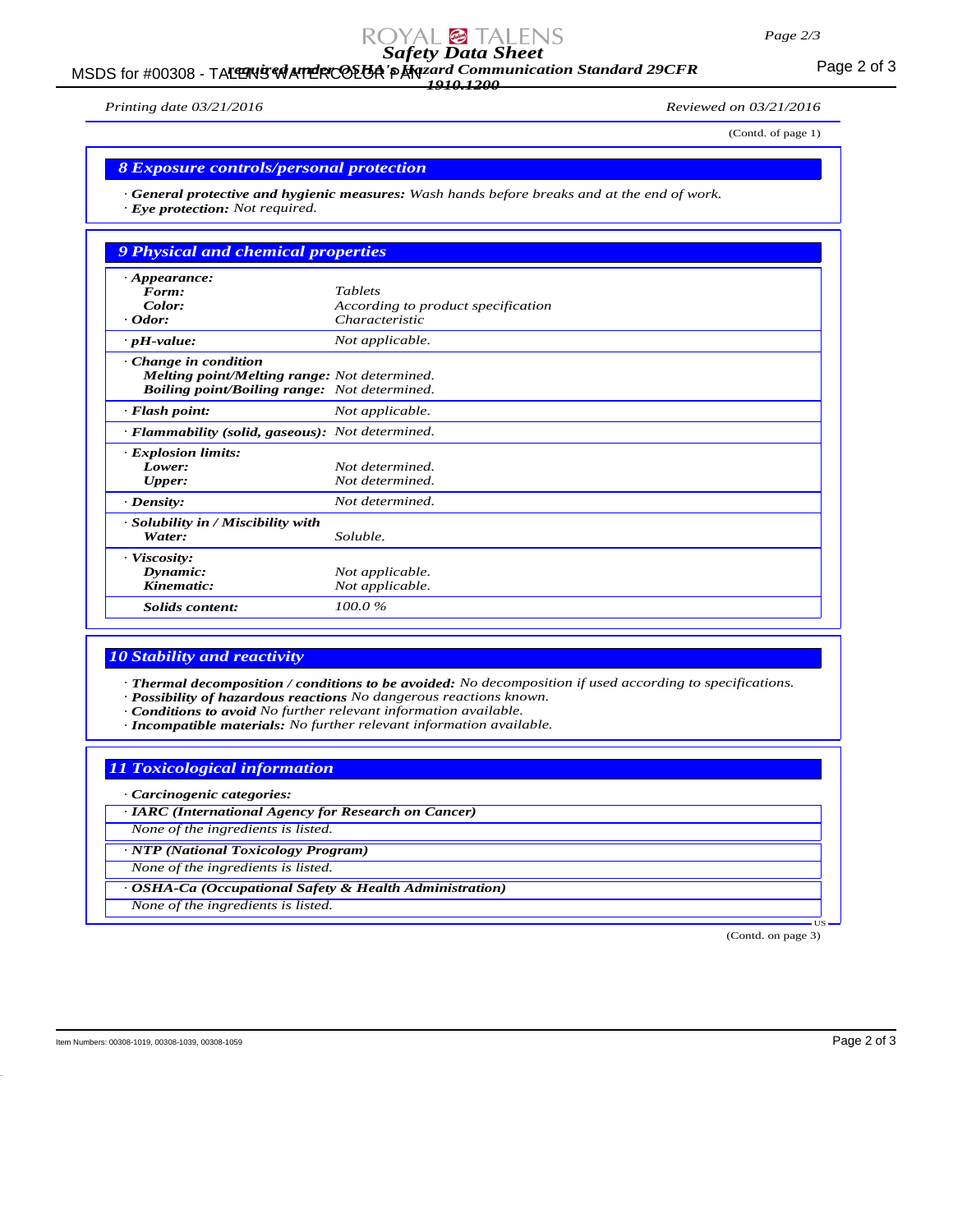Printing date 03/21/2016 Reviewed on 03/21/2016

(Contd. of page 1)

## 8 Exposure controls/personal protection

· **General protective and hygienic measures:** Wash hands before breaks and at the end of work.
· **Eye protection:** Not required.

## 9 Physical and chemical properties

| | |
|---|---|
| · **Appearance:** | |
| **Form:** | Tablets |
| **Color:** | According to product specification |
| · **Odor:** | Characteristic |
| · **pH-value:** | Not applicable. |
| · **Change in condition** | |
| **Melting point/Melting range:** | Not determined. |
| **Boiling point/Boiling range:** | Not determined. |
| · **Flash point:** | Not applicable. |
| · **Flammability (solid, gaseous):** | Not determined. |
| · **Explosion limits:** | |
| **Lower:** | Not determined. |
| **Upper:** | Not determined. |
| · **Density:** | Not determined. |
| · **Solubility in / Miscibility with** | |
| **Water:** | Soluble. |
| · **Viscosity:** | |
| **Dynamic:** | Not applicable. |
| **Kinematic:** | Not applicable. |
| **Solids content:** | 100.0 % |

## 10 Stability and reactivity

· **Thermal decomposition / conditions to be avoided:** No decomposition if used according to specifications.
· **Possibility of hazardous reactions** No dangerous reactions known.
· **Conditions to avoid** No further relevant information available.
· **Incompatible materials:** No further relevant information available.

## 11 Toxicological information

· **Carcinogenic categories:**

· **IARC (International Agency for Research on Cancer)**

None of the ingredients is listed.

· **NTP (National Toxicology Program)**

None of the ingredients is listed.

· **OSHA-Ca (Occupational Safety & Health Administration)**

None of the ingredients is listed.

(Contd. on page 3)

Item Numbers: 00308-1019, 00308-1039, 00308-1059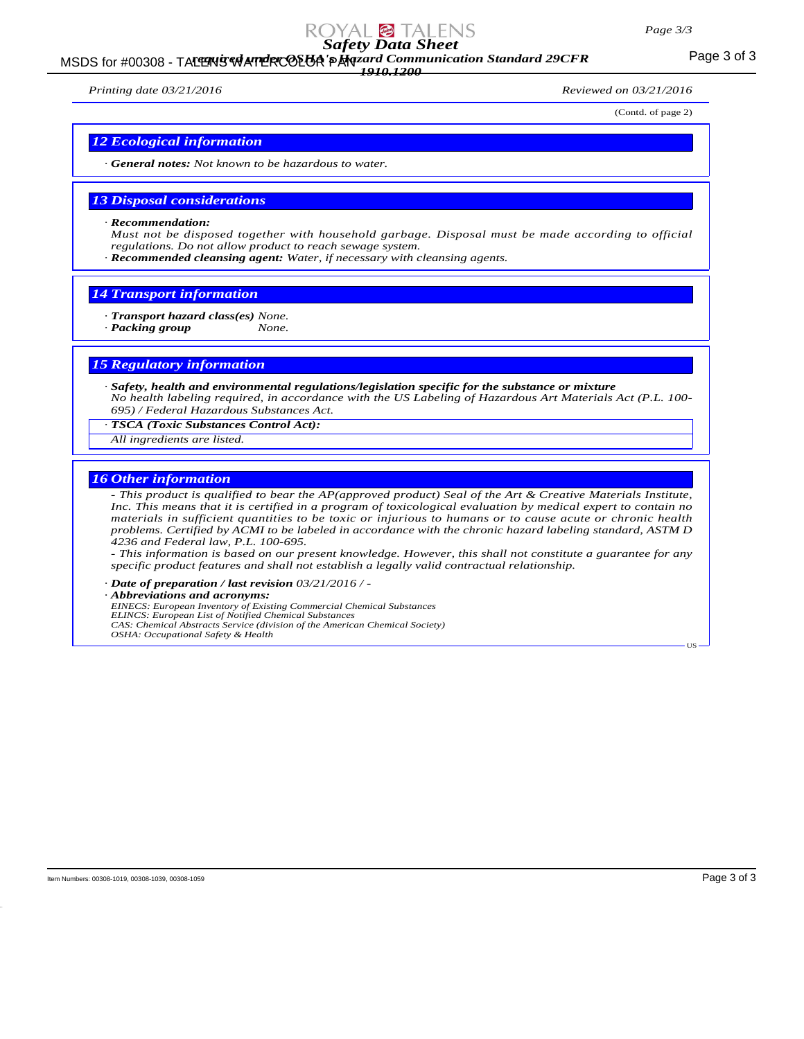(Contd. of page 2)

## 12 Ecological information

· ***General notes:*** *Not known to be hazardous to water.*

## 13 Disposal considerations

· ***Recommendation:***
*Must not be disposed together with household garbage. Disposal must be made according to official regulations. Do not allow product to reach sewage system.*

· ***Recommended cleansing agent:*** *Water, if necessary with cleansing agents.*

## 14 Transport information

· ***Transport hazard class(es)*** *None.*
· ***Packing group*** *None.*

## 15 Regulatory information

· ***Safety, health and environmental regulations/legislation specific for the substance or mixture***
*No health labeling required, in accordance with the US Labeling of Hazardous Art Materials Act (P.L. 100-695) / Federal Hazardous Substances Act.*

· ***TSCA (Toxic Substances Control Act):***
*All ingredients are listed.*

## 16 Other information

*- This product is qualified to bear the AP(approved product) Seal of the Art & Creative Materials Institute, Inc. This means that it is certified in a program of toxicological evaluation by medical expert to contain no materials in sufficient quantities to be toxic or injurious to humans or to cause acute or chronic health problems. Certified by ACMI to be labeled in accordance with the chronic hazard labeling standard, ASTM D 4236 and Federal law, P.L. 100-695.*
*- This information is based on our present knowledge. However, this shall not constitute a guarantee for any specific product features and shall not establish a legally valid contractual relationship.*

· ***Date of preparation / last revision*** *03/21/2016 / -*
· ***Abbreviations and acronyms:***
*EINECS: European Inventory of Existing Commercial Chemical Substances*
*ELINCS: European List of Notified Chemical Substances*
*CAS: Chemical Abstracts Service (division of the American Chemical Society)*
*OSHA: Occupational Safety & Health*

Item Numbers: 00308-1019, 00308-1039, 00308-1059